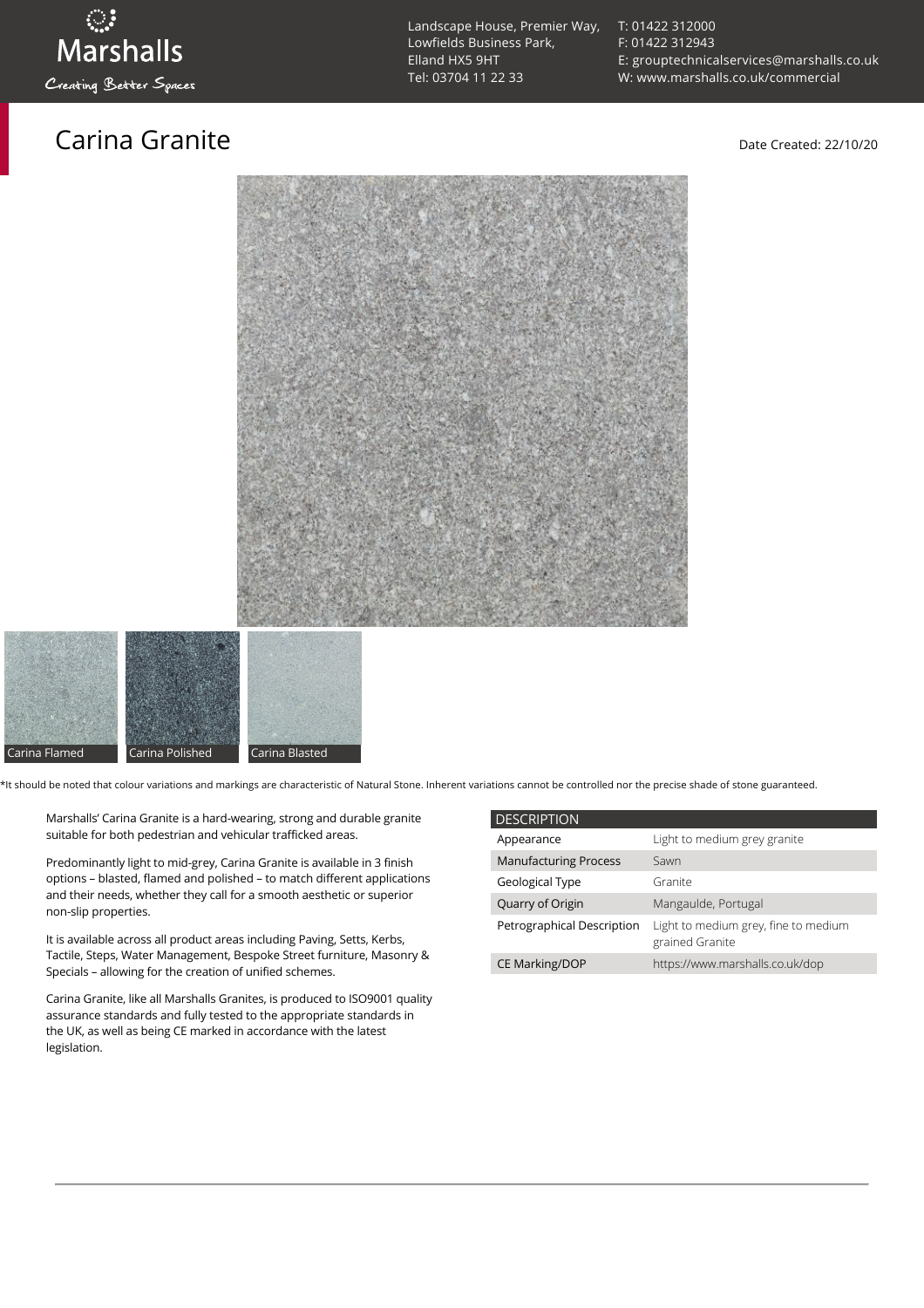Landscape House, Premier Way,
Lowfields Business Park,
Elland HX5 9HT
Tel: 03704 11 22 33

T: 01422 312000
F: 01422 312943
E: grouptechnicalservices@marshalls.co.uk
W: www.marshalls.co.uk/commercial

# Carina Granite

Date Created: 22/10/20

Carina Flamed

Carina Polished

Carina Blasted

*It should be noted that colour variations and markings are characteristic of Natural Stone. Inherent variations cannot be controlled nor the precise shade of stone guaranteed.

Marshalls' Carina Granite is a hard-wearing, strong and durable granite suitable for both pedestrian and vehicular trafficked areas.

Predominantly light to mid-grey, Carina Granite is available in 3 finish options – blasted, flamed and polished – to match different applications and their needs, whether they call for a smooth aesthetic or superior non-slip properties.

It is available across all product areas including Paving, Setts, Kerbs, Tactile, Steps, Water Management, Bespoke Street furniture, Masonry & Specials – allowing for the creation of unified schemes.

Carina Granite, like all Marshalls Granites, is produced to ISO9001 quality assurance standards and fully tested to the appropriate standards in the UK, as well as being CE marked in accordance with the latest legislation.

| DESCRIPTION | |
|---|---|
| Appearance | Light to medium grey granite |
| Manufacturing Process | Sawn |
| Geological Type | Granite |
| Quarry of Origin | Mangaulde, Portugal |
| Petrographical Description | Light to medium grey, fine to medium grained Granite |
| CE Marking/DOP | https://www.marshalls.co.uk/dop |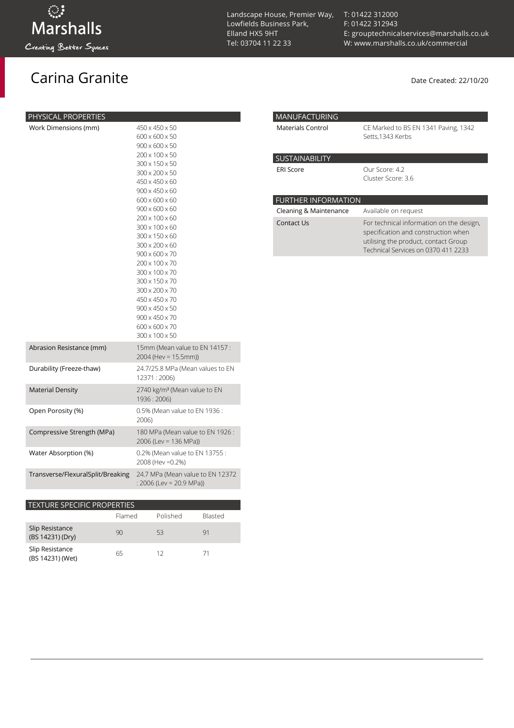# Carina Granite

Date Created: 22/10/20

| PHYSICAL PROPERTIES | |
|---|---|
| Work Dimensions (mm) | 450 x 450 x 50<br>600 x 600 x 50<br>900 x 600 x 50<br>200 x 100 x 50<br>300 x 150 x 50<br>300 x 200 x 50<br>450 x 450 x 60<br>900 x 450 x 60<br>600 x 600 x 60<br>900 x 600 x 60<br>200 x 100 x 60<br>300 x 100 x 60<br>300 x 150 x 60<br>300 x 200 x 60<br>900 x 600 x 70<br>200 x 100 x 70<br>300 x 100 x 70<br>300 x 150 x 70<br>300 x 200 x 70<br>450 x 450 x 70<br>900 x 450 x 50<br>900 x 450 x 70<br>600 x 600 x 70<br>300 x 100 x 50 |
| Abrasion Resistance (mm) | 15mm (Mean value to EN 14157 : 2004 (Hev = 15.5mm)) |
| Durability (Freeze-thaw) | 24.7/25.8 MPa (Mean values to EN 12371 : 2006) |
| Material Density | 2740 kg/m³ (Mean value to EN 1936 : 2006) |
| Open Porosity (%) | 0.5% (Mean value to EN 1936 : 2006) |
| Compressive Strength (MPa) | 180 MPa (Mean value to EN 1926 : 2006 (Lev = 136 MPa)) |
| Water Absorption (%) | 0.2% (Mean value to EN 13755 : 2008 (Hev =0.2%) |
| Transverse/FlexuralSplit/Breaking | 24.7 MPa (Mean value to EN 12372 : 2006 (Lev = 20.9 MPa)) |

| TEXTURE SPECIFIC PROPERTIES | Flamed | Polished | Blasted |
|---|---|---|---|
| Slip Resistance (BS 14231) (Dry) | 90 | 53 | 91 |
| Slip Resistance (BS 14231) (Wet) | 65 | 12 | 71 |

| MANUFACTURING | |
|---|---|
| Materials Control | CE Marked to BS EN 1341 Paving, 1342 Setts,1343 Kerbs |

| SUSTAINABILITY | |
|---|---|
| ERI Score | Our Score: 4.2<br>Cluster Score: 3.6 |

| FURTHER INFORMATION | |
|---|---|
| Cleaning & Maintenance | Available on request |
| Contact Us | For technical information on the design, specification and construction when utilising the product, contact Group Technical Services on 0370 411 2233 |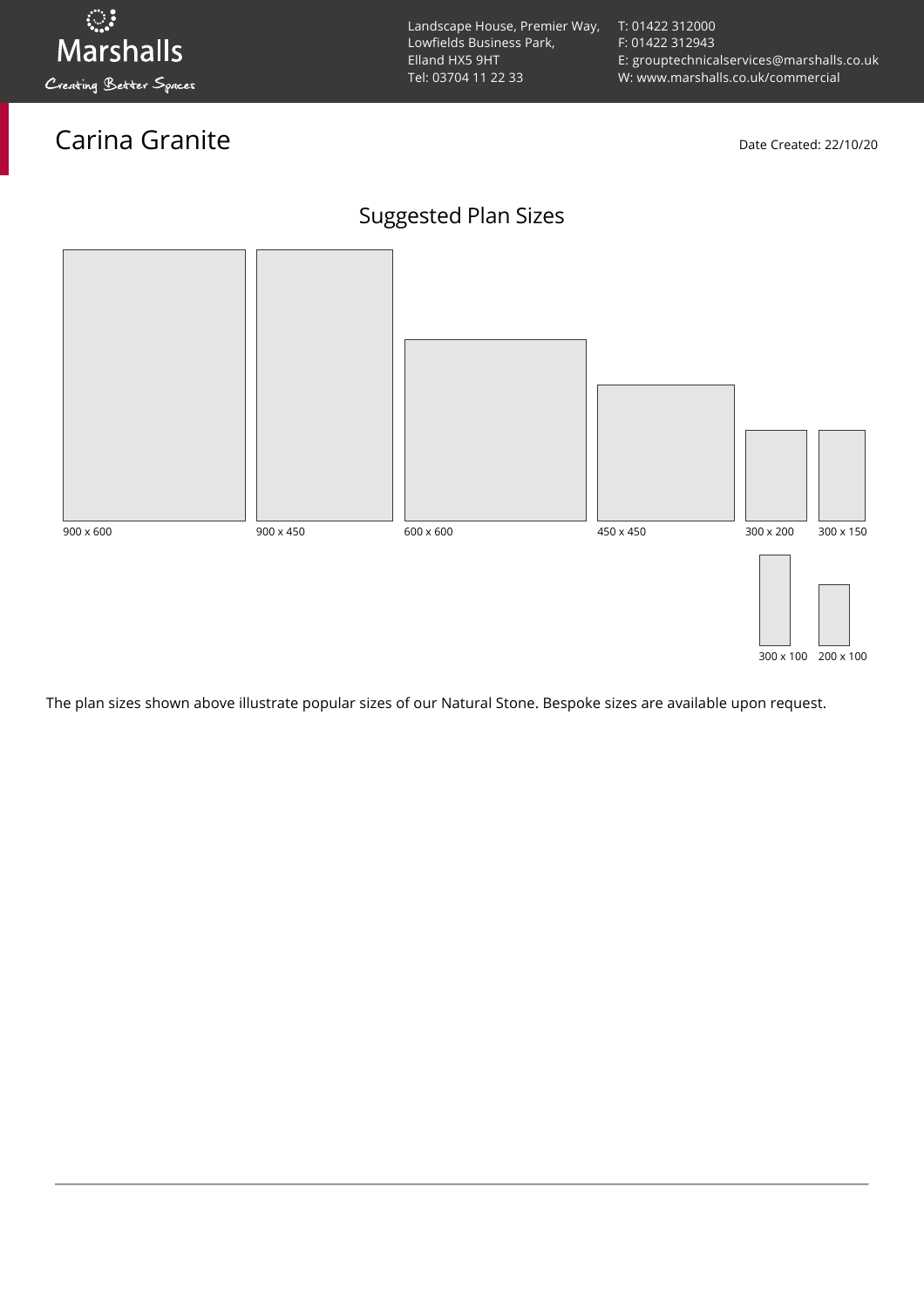# Carina Granite

Date Created: 22/10/20

## Suggested Plan Sizes

900 x 600

900 x 450

600 x 600

450 x 450

300 x 200

300 x 150

300 x 100

200 x 100

The plan sizes shown above illustrate popular sizes of our Natural Stone. Bespoke sizes are available upon request.